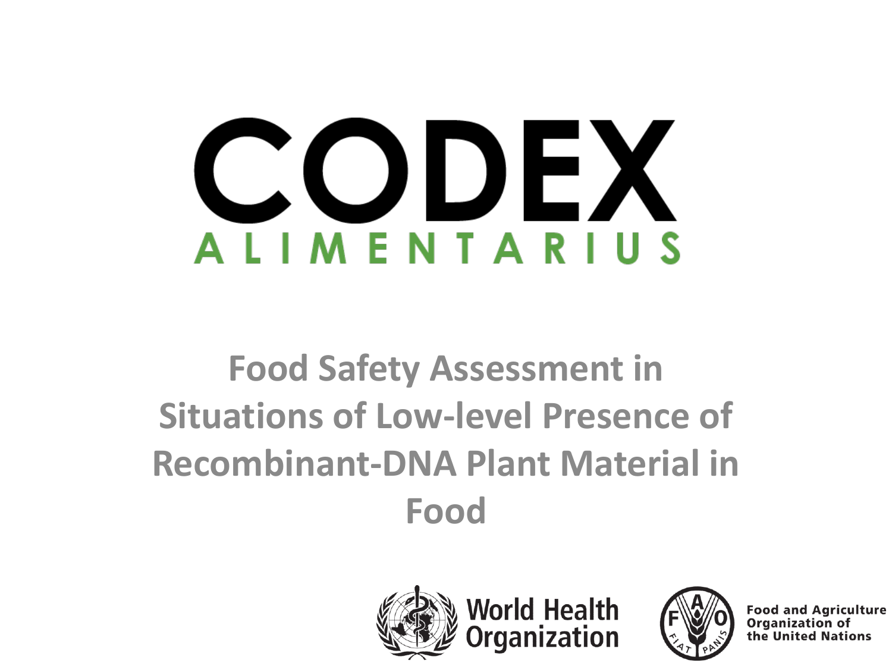# CODEX ALIMENTARIUS

## Food Safety Assessment in Situations of Low-level Presence of Recombinant-DNA Plant Material in Food

World Health Organization

Food and Agriculture Organization of the United Nations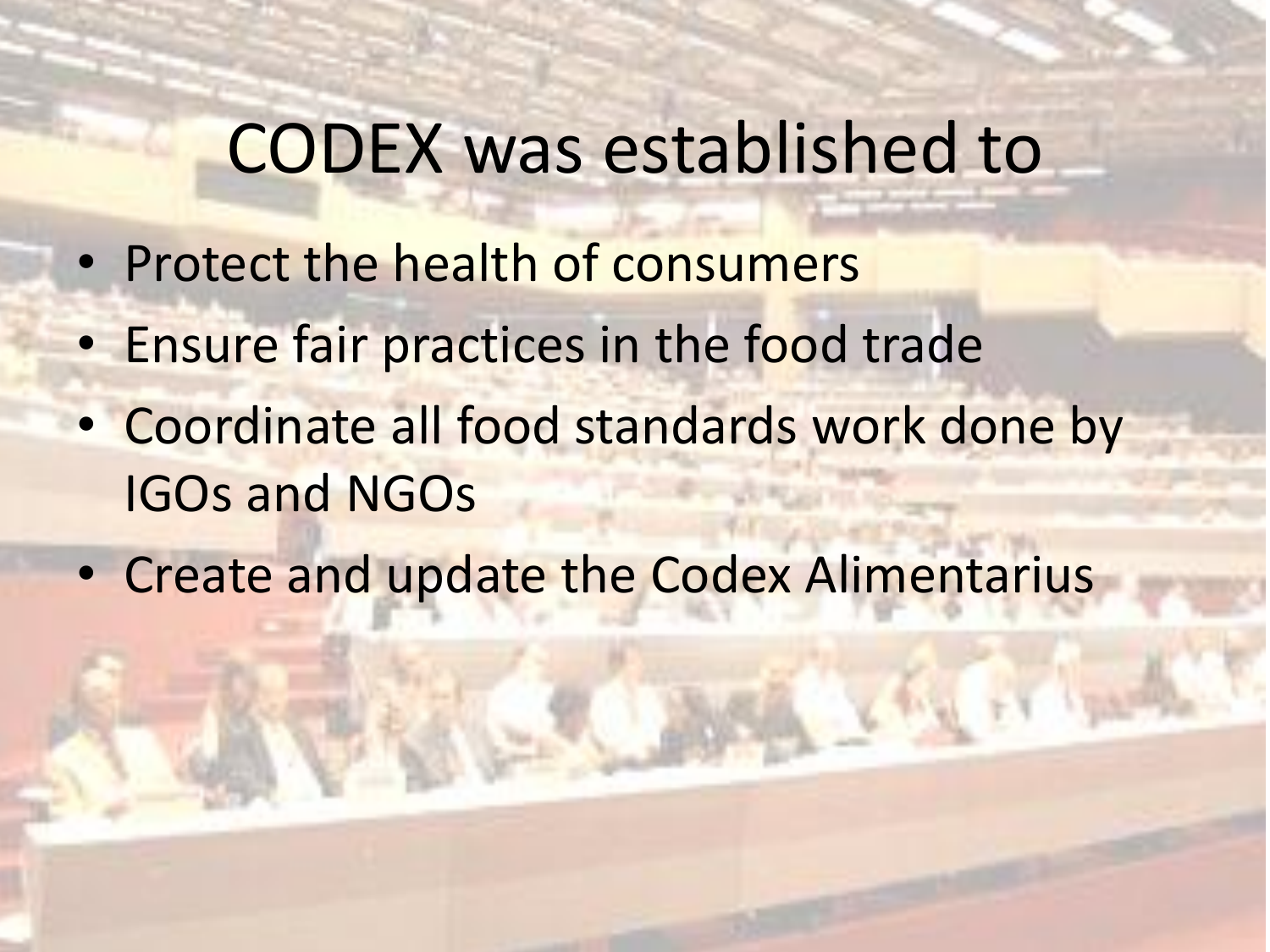# CODEX was established to

- Protect the health of consumers
- Ensure fair practices in the food trade
- Coordinate all food standards work done by IGOs and NGOs
- Create and update the Codex Alimentarius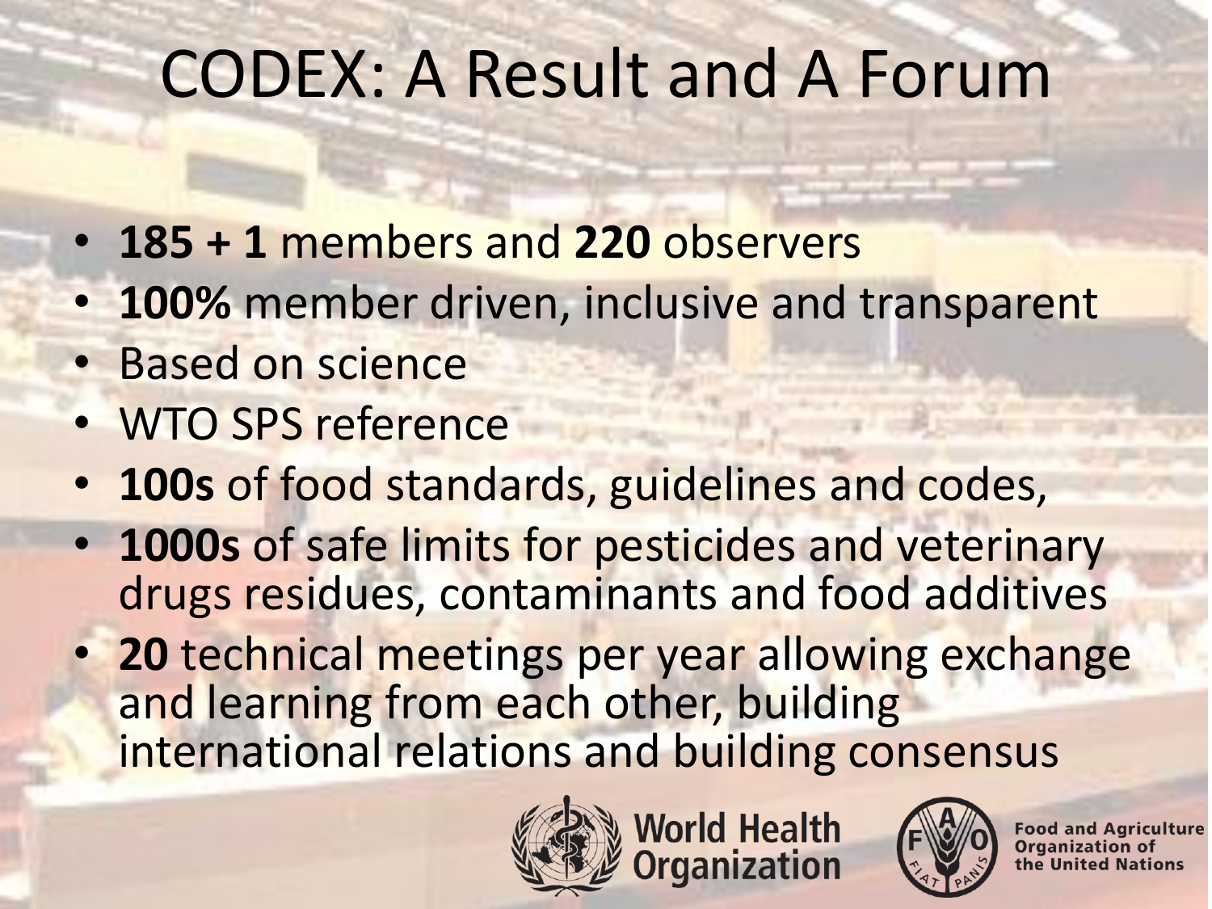# CODEX: A Result and A Forum

- **185 + 1** members and **220** observers
- **100%** member driven, inclusive and transparent
- Based on science
- WTO SPS reference
- **100s** of food standards, guidelines and codes,
- **1000s** of safe limits for pesticides and veterinary drugs residues, contaminants and food additives
- **20** technical meetings per year allowing exchange and learning from each other, building international relations and building consensus

World Health Organization

Food and Agriculture Organization of the United Nations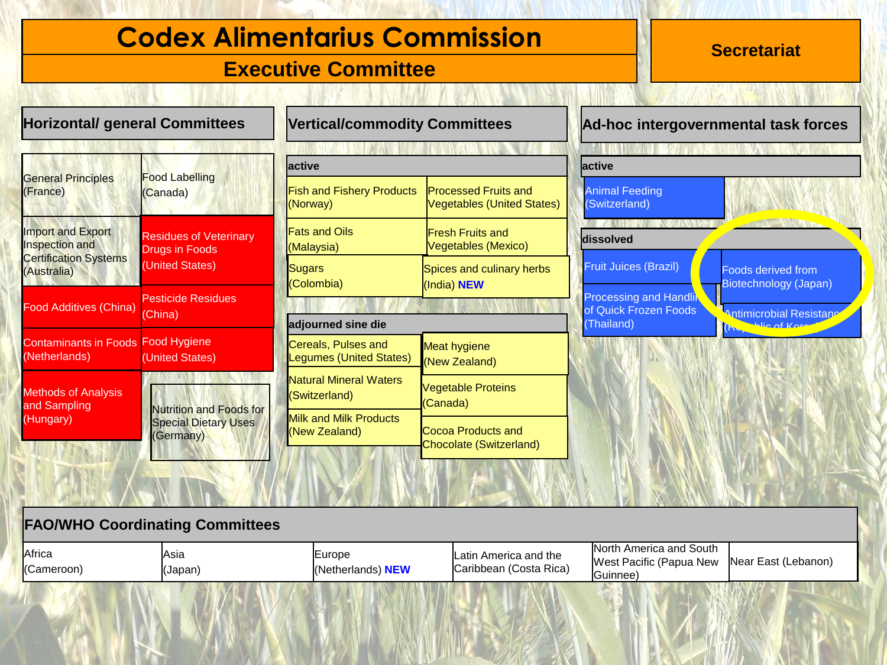# Codex Alimentarius Commission

## Executive Committee

**Secretariat**

## Horizontal/ general Committees

- General Principles (France)
- Food Labelling (Canada)
- Import and Export Inspection and Certification Systems (Australia)
- Residues of Veterinary Drugs in Foods (United States)
- Food Additives (China)
- Pesticide Residues (China)
- Contaminants in Foods (Netherlands)
- Food Hygiene (United States)
- Methods of Analysis and Sampling (Hungary)
- Nutrition and Foods for Special Dietary Uses (Germany)

## Vertical/commodity Committees

**active**

- Fish and Fishery Products (Norway)
- Processed Fruits and Vegetables (United States)
- Fats and Oils (Malaysia)
- Fresh Fruits and Vegetables (Mexico)
- Sugars (Colombia)
- Spices and culinary herbs (India) **NEW**

**adjourned sine die**

- Cereals, Pulses and Legumes (United States)
- Meat hygiene (New Zealand)
- Natural Mineral Waters (Switzerland)
- Vegetable Proteins (Canada)
- Milk and Milk Products (New Zealand)
- Cocoa Products and Chocolate (Switzerland)

## Ad-hoc intergovernmental task forces

**active**

- Animal Feeding (Switzerland)

**dissolved**

- Fruit Juices (Brazil)
- Foods derived from Biotechnology (Japan)
- Processing and Handling of Quick Frozen Foods (Thailand)
- Antimicrobial Resistance (Republic of Korea)

## FAO/WHO Coordinating Committees

| Africa (Cameroon) | Asia (Japan) | Europe (Netherlands) **NEW** | Latin America and the Caribbean (Costa Rica) | North America and South West Pacific (Papua New Guinnee) | Near East (Lebanon) |
|---|---|---|---|---|---|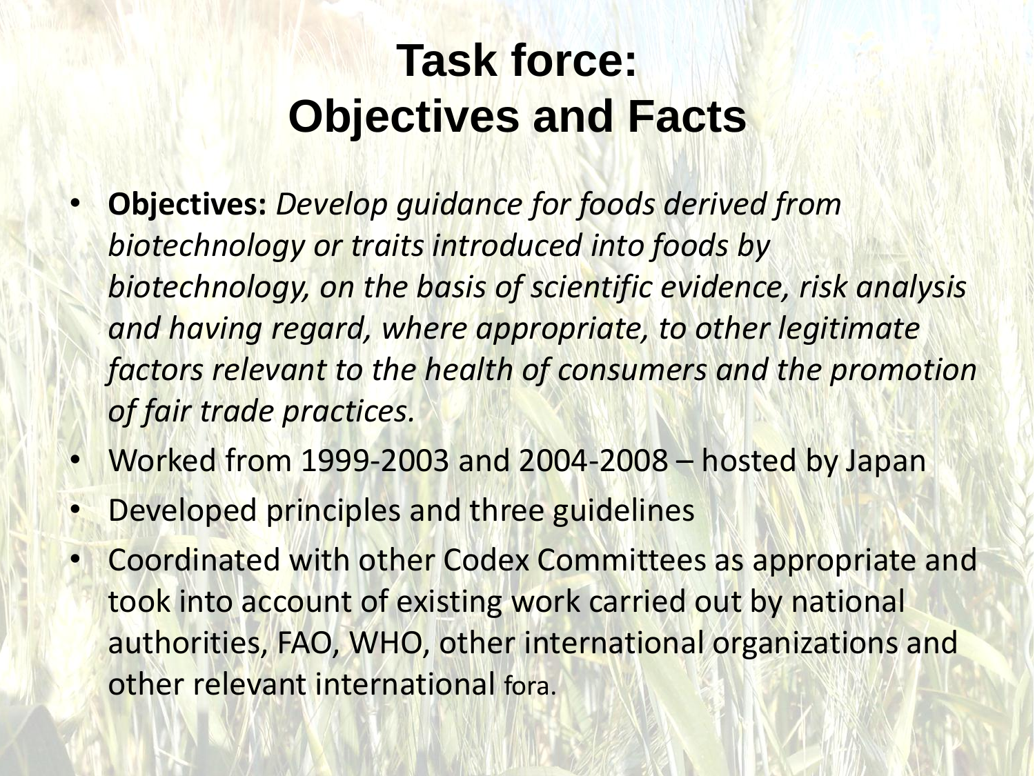# Task force: Objectives and Facts

- **Objectives:** *Develop guidance for foods derived from biotechnology or traits introduced into foods by biotechnology, on the basis of scientific evidence, risk analysis and having regard, where appropriate, to other legitimate factors relevant to the health of consumers and the promotion of fair trade practices.*
- Worked from 1999-2003 and 2004-2008 – hosted by Japan
- Developed principles and three guidelines
- Coordinated with other Codex Committees as appropriate and took into account of existing work carried out by national authorities, FAO, WHO, other international organizations and other relevant international fora.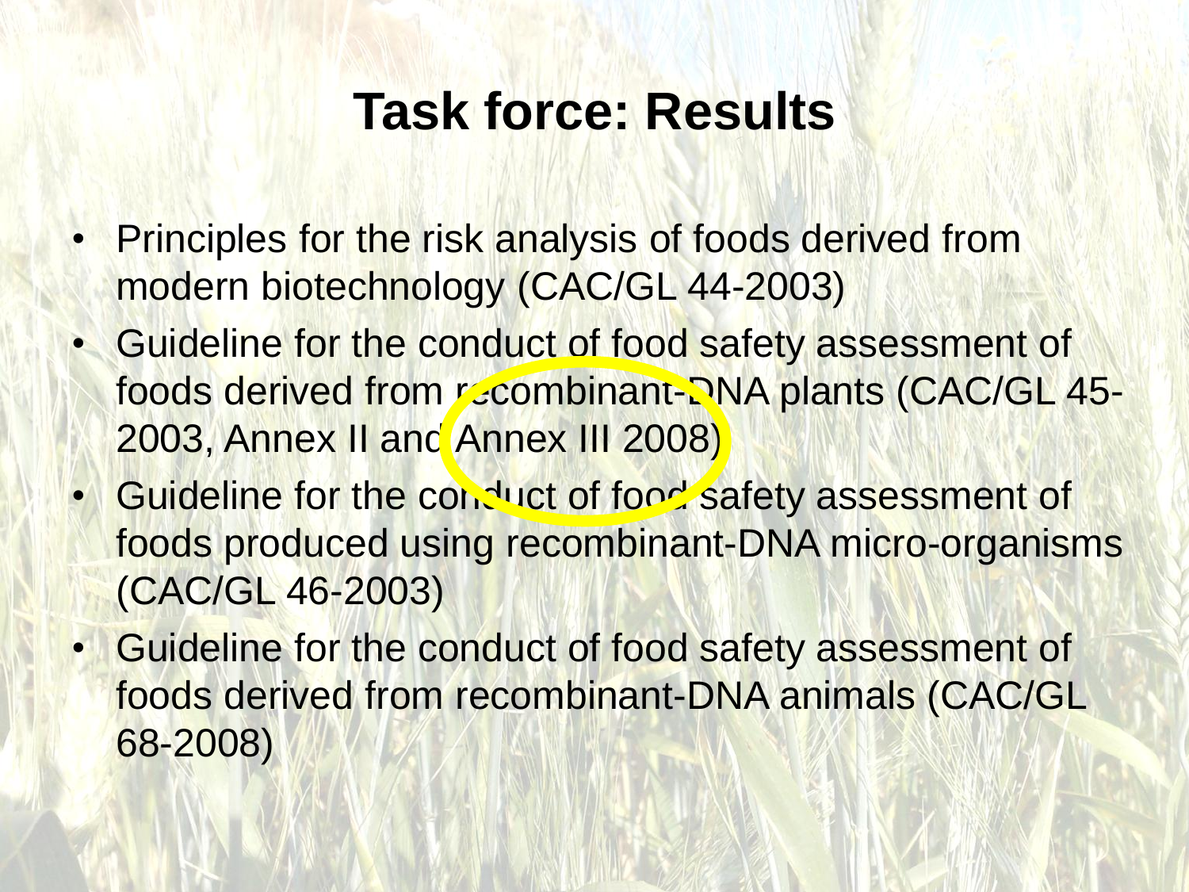# Task force: Results

- Principles for the risk analysis of foods derived from modern biotechnology (CAC/GL 44-2003)
- Guideline for the conduct of food safety assessment of foods derived from recombinant-DNA plants (CAC/GL 45-2003, Annex II and Annex III 2008)
- Guideline for the conduct of food safety assessment of foods produced using recombinant-DNA micro-organisms (CAC/GL 46-2003)
- Guideline for the conduct of food safety assessment of foods derived from recombinant-DNA animals (CAC/GL 68-2008)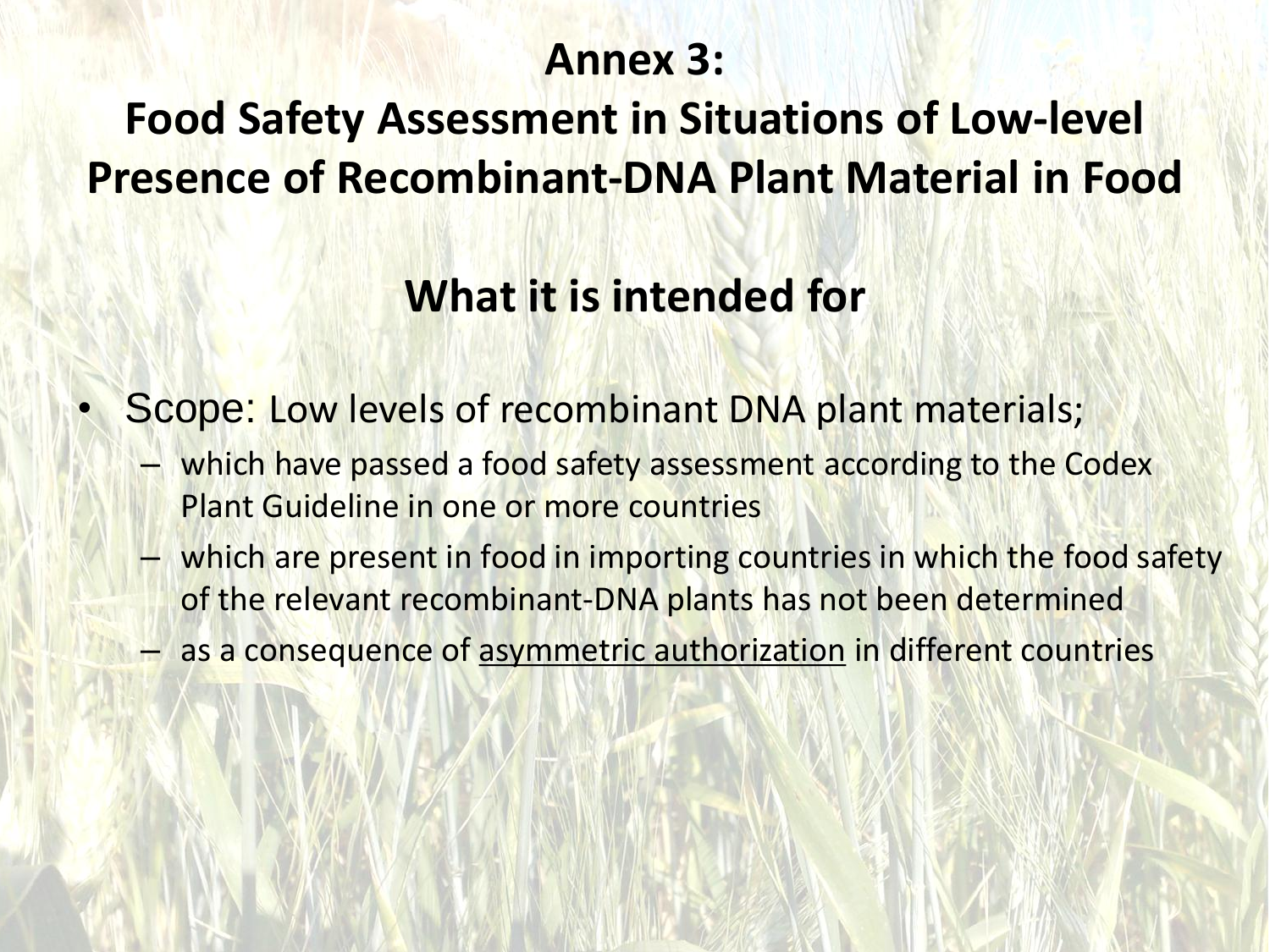# Annex 3:
# Food Safety Assessment in Situations of Low-level Presence of Recombinant-DNA Plant Material in Food

## What it is intended for

- Scope: Low levels of recombinant DNA plant materials;
  - which have passed a food safety assessment according to the Codex Plant Guideline in one or more countries
  - which are present in food in importing countries in which the food safety of the relevant recombinant-DNA plants has not been determined
  - as a consequence of <u>asymmetric authorization</u> in different countries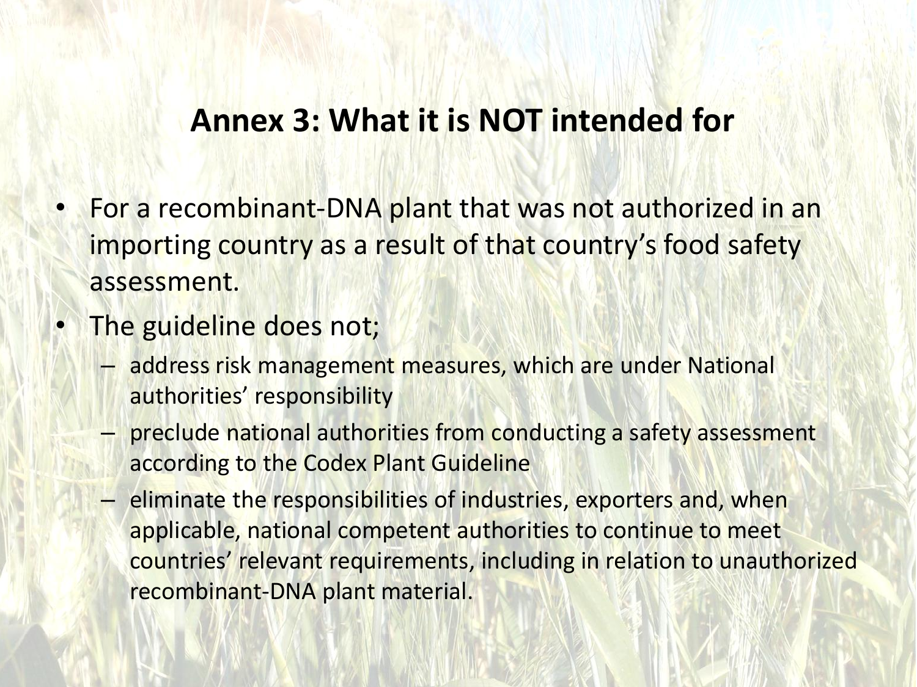## Annex 3: What it is NOT intended for

- For a recombinant-DNA plant that was not authorized in an importing country as a result of that country's food safety assessment.
- The guideline does not;
  - address risk management measures, which are under National authorities' responsibility
  - preclude national authorities from conducting a safety assessment according to the Codex Plant Guideline
  - eliminate the responsibilities of industries, exporters and, when applicable, national competent authorities to continue to meet countries' relevant requirements, including in relation to unauthorized recombinant-DNA plant material.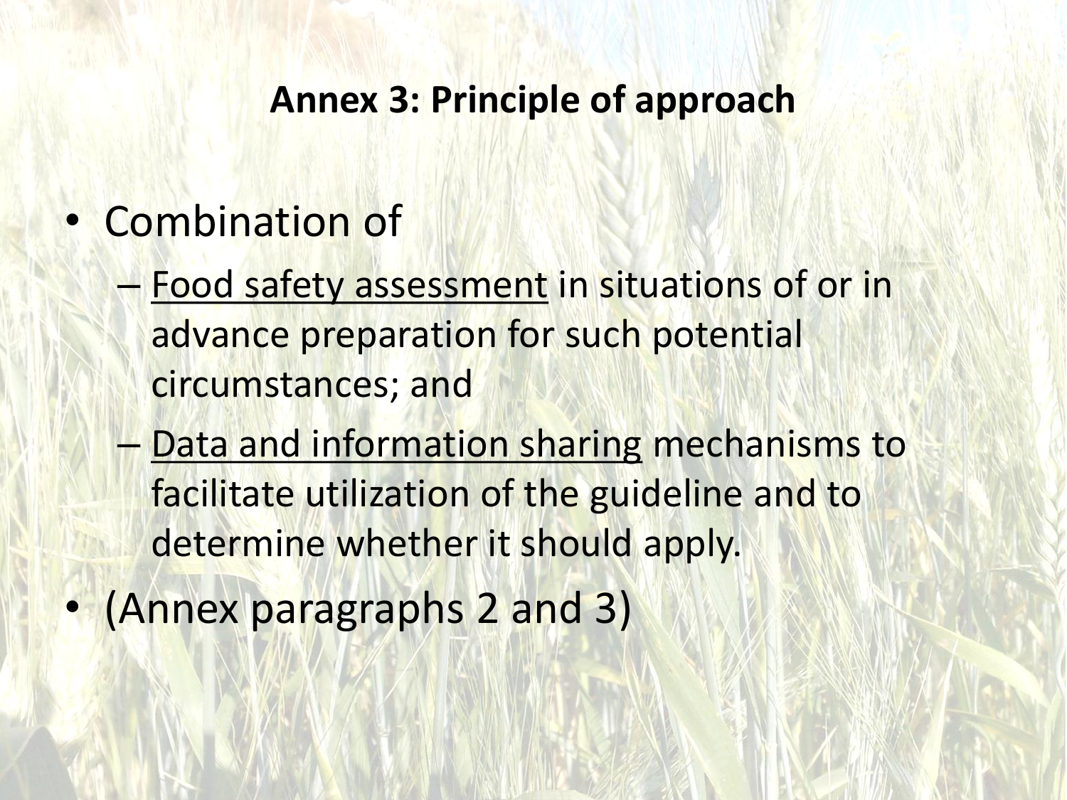## Annex 3: Principle of approach

- Combination of
  - <u>Food safety assessment</u> in situations of or in advance preparation for such potential circumstances; and
  - <u>Data and information sharing</u> mechanisms to facilitate utilization of the guideline and to determine whether it should apply.
- (Annex paragraphs 2 and 3)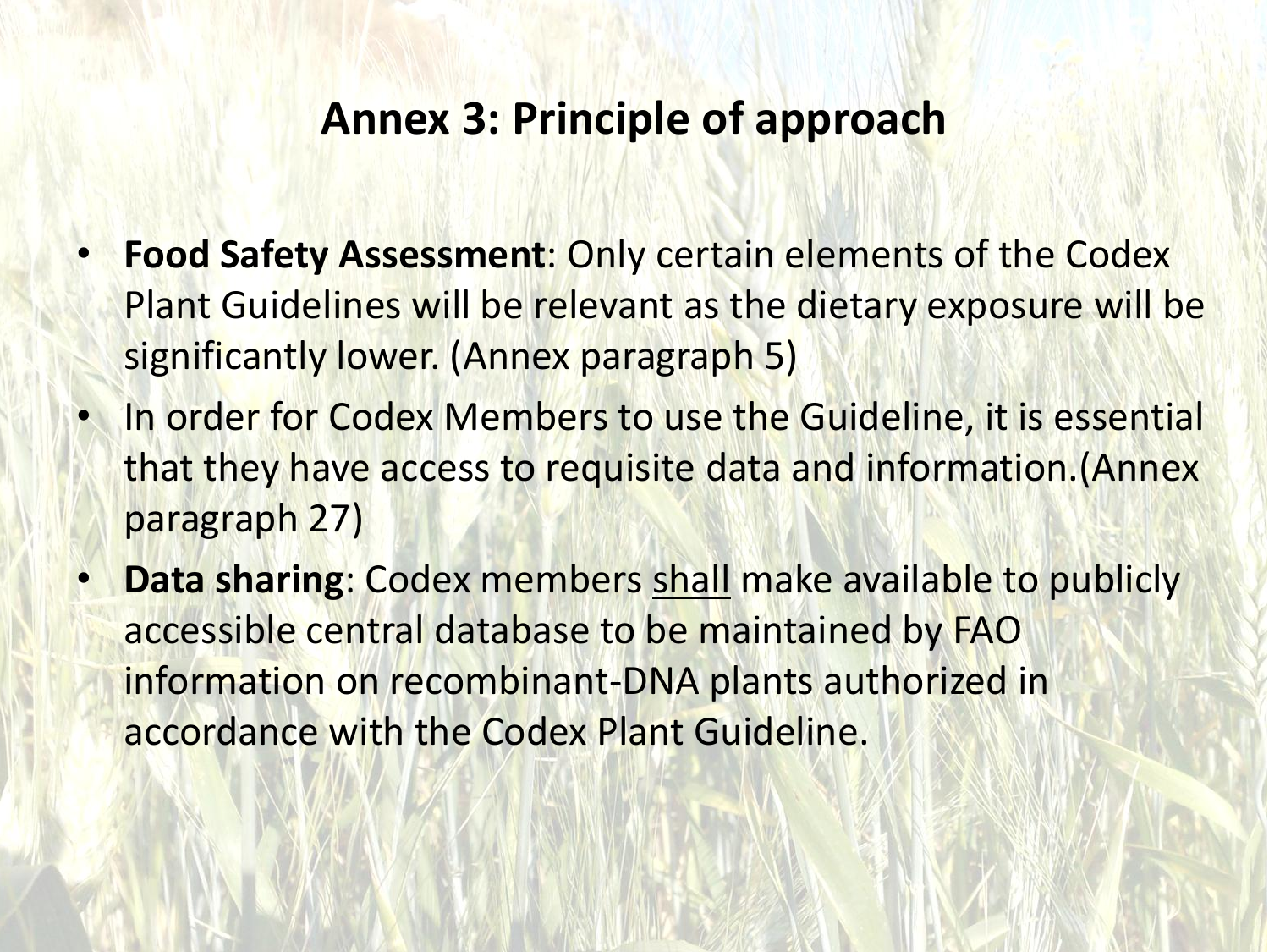# Annex 3: Principle of approach

- **Food Safety Assessment**: Only certain elements of the Codex Plant Guidelines will be relevant as the dietary exposure will be significantly lower. (Annex paragraph 5)
- In order for Codex Members to use the Guideline, it is essential that they have access to requisite data and information.(Annex paragraph 27)
- **Data sharing**: Codex members <u>shall</u> make available to publicly accessible central database to be maintained by FAO information on recombinant-DNA plants authorized in accordance with the Codex Plant Guideline.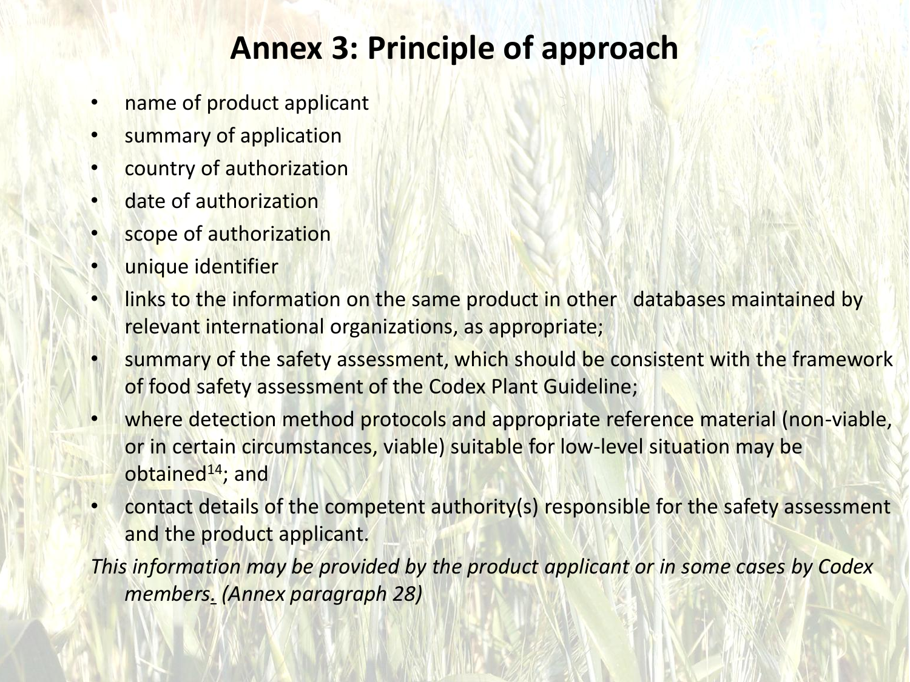# Annex 3: Principle of approach

- name of product applicant
- summary of application
- country of authorization
- date of authorization
- scope of authorization
- unique identifier
- links to the information on the same product in other databases maintained by relevant international organizations, as appropriate;
- summary of the safety assessment, which should be consistent with the framework of food safety assessment of the Codex Plant Guideline;
- where detection method protocols and appropriate reference material (non-viable, or in certain circumstances, viable) suitable for low-level situation may be obtained[14]; and
- contact details of the competent authority(s) responsible for the safety assessment and the product applicant.

*This information may be provided by the product applicant or in some cases by Codex members. (Annex paragraph 28)*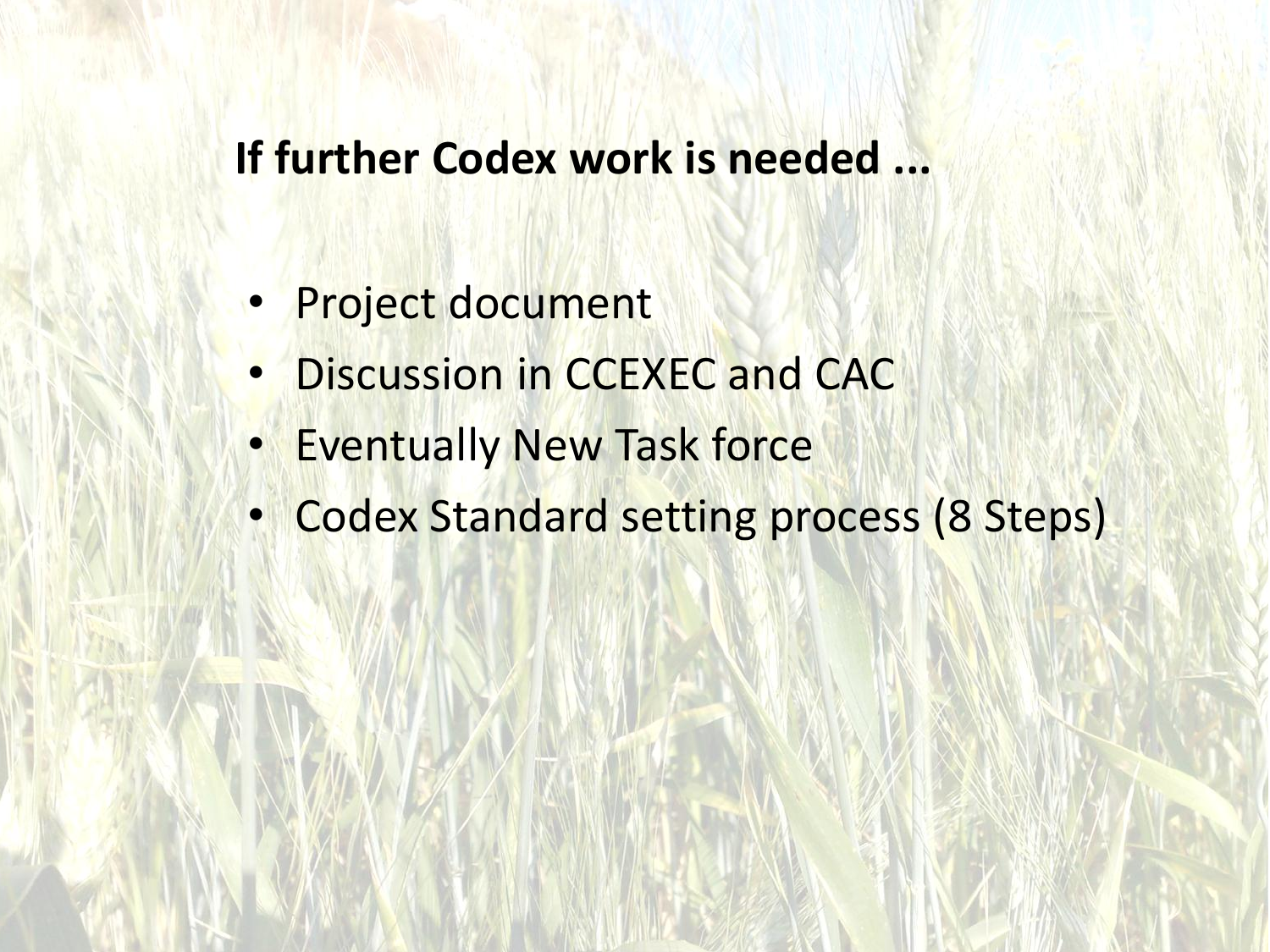**If further Codex work is needed ...**

- Project document
- Discussion in CCEXEC and CAC
- Eventually New Task force
- Codex Standard setting process (8 Steps)